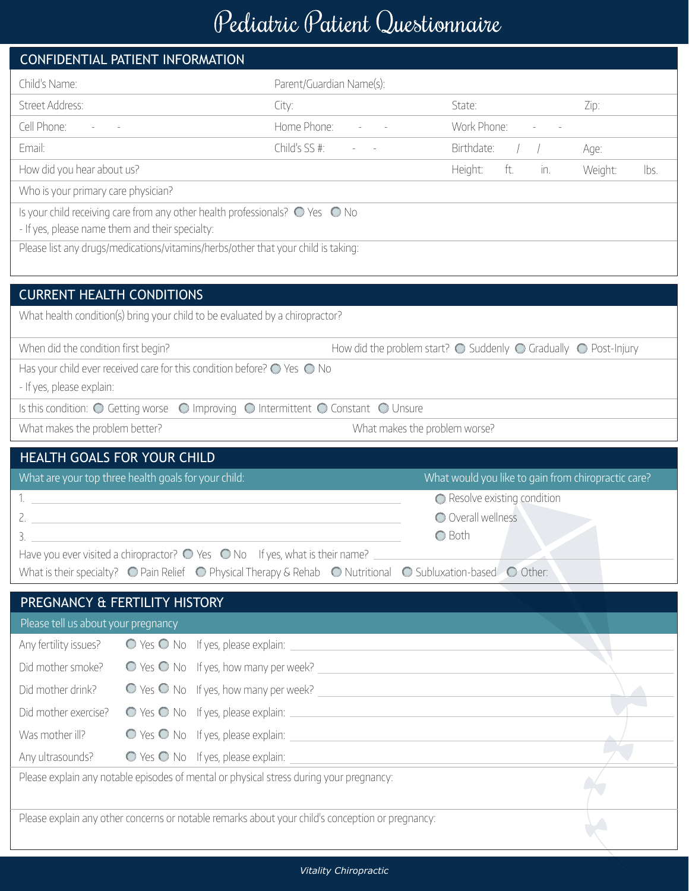# Pediatric Patient Questionnaire

## CONFIDENTIAL PATIENT INFORMATION

| | | | |
|---|---|---|---|
| Child's Name: | Parent/Guardian Name(s): | | |
| Street Address: | City: | State: | Zip: |
| Cell Phone: - - | Home Phone: - - | Work Phone: - - | |
| Email: | Child's SS #: - - | Birthdate: / / | Age: |
| How did you hear about us? | | Height: ft. in. | Weight: lbs. |

Who is your primary care physician?

Is your child receiving care from any other health professionals? ○ Yes ○ No

- If yes, please name them and their specialty:

Please list any drugs/medications/vitamins/herbs/other that your child is taking:

## CURRENT HEALTH CONDITIONS

What health condition(s) bring your child to be evaluated by a chiropractor?

When did the condition first begin? | How did the problem start? ○ Suddenly ○ Gradually ○ Post-Injury

Has your child ever received care for this condition before? ○ Yes ○ No

- If yes, please explain:

Is this condition: ○ Getting worse ○ Improving ○ Intermittent ○ Constant ○ Unsure

What makes the problem better? | What makes the problem worse?

## HEALTH GOALS FOR YOUR CHILD

| What are your top three health goals for your child: | What would you like to gain from chiropractic care? |
|---|---|
| 1. ______________________ | ○ Resolve existing condition |
| 2. ______________________ | ○ Overall wellness |
| 3. ______________________ | ○ Both |

Have you ever visited a chiropractor? ○ Yes ○ No If yes, what is their name? ______________________

What is their specialty? ○ Pain Relief ○ Physical Therapy & Rehab ○ Nutritional ○ Subluxation-based ○ Other:

## PREGNANCY & FERTILITY HISTORY

Please tell us about your pregnancy

| | | |
|---|---|---|
| Any fertility issues? | ○ Yes ○ No | If yes, please explain: ______________________ |
| Did mother smoke? | ○ Yes ○ No | If yes, how many per week? ______________________ |
| Did mother drink? | ○ Yes ○ No | If yes, how many per week? ______________________ |
| Did mother exercise? | ○ Yes ○ No | If yes, please explain: ______________________ |
| Was mother ill? | ○ Yes ○ No | If yes, please explain: ______________________ |
| Any ultrasounds? | ○ Yes ○ No | If yes, please explain: ______________________ |

Please explain any notable episodes of mental or physical stress during your pregnancy:

Please explain any other concerns or notable remarks about your child's conception or pregnancy: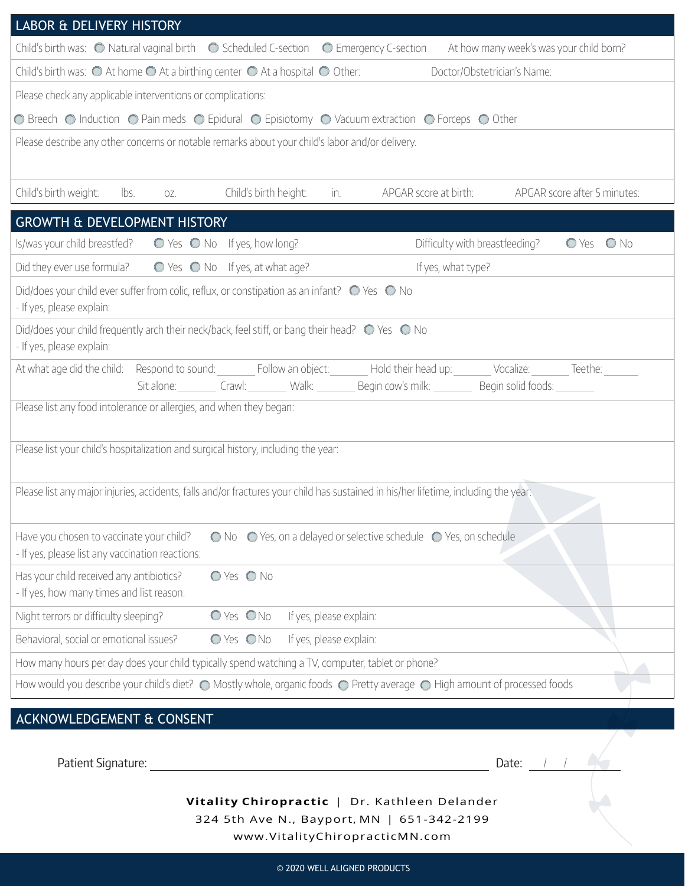## LABOR & DELIVERY HISTORY

Child's birth was: ○ Natural vaginal birth ○ Scheduled C-section ○ Emergency C-section At how many week's was your child born?

Child's birth was: ○ At home ○ At a birthing center ○ At a hospital ○ Other: Doctor/Obstetrician's Name:

Please check any applicable interventions or complications:

○ Breech ○ Induction ○ Pain meds ○ Epidural ○ Episiotomy ○ Vacuum extraction ○ Forceps ○ Other

Please describe any other concerns or notable remarks about your child's labor and/or delivery.

Child's birth weight: lbs. oz. Child's birth height: in. APGAR score at birth: APGAR score after 5 minutes:

## GROWTH & DEVELOPMENT HISTORY

Is/was your child breastfed? ○ Yes ○ No If yes, how long? Difficulty with breastfeeding? ○ Yes ○ No

Did they ever use formula? ○ Yes ○ No If yes, at what age? If yes, what type?

Did/does your child ever suffer from colic, reflux, or constipation as an infant? ○ Yes ○ No
- If yes, please explain:

Did/does your child frequently arch their neck/back, feel stiff, or bang their head? ○ Yes ○ No
- If yes, please explain:

At what age did the child: Respond to sound:_______ Follow an object:_______ Hold their head up:_______ Vocalize:_______ Teethe:_______
Sit alone:_______ Crawl:_______ Walk:_______ Begin cow's milk:_______ Begin solid foods:_______

Please list any food intolerance or allergies, and when they began:

Please list your child's hospitalization and surgical history, including the year:

Please list any major injuries, accidents, falls and/or fractures your child has sustained in his/her lifetime, including the year:

Have you chosen to vaccinate your child? ○ No ○ Yes, on a delayed or selective schedule ○ Yes, on schedule
- If yes, please list any vaccination reactions:

Has your child received any antibiotics? ○ Yes ○ No
- If yes, how many times and list reason:

Night terrors or difficulty sleeping? ○ Yes ○ No If yes, please explain:

Behavioral, social or emotional issues? ○ Yes ○ No If yes, please explain:

How many hours per day does your child typically spend watching a TV, computer, tablet or phone?

How would you describe your child's diet? ○ Mostly whole, organic foods ○ Pretty average ○ High amount of processed foods

## ACKNOWLEDGEMENT & CONSENT

Patient Signature: ______________________________ Date: / /

**Vitality Chiropractic** | Dr. Kathleen Delander
324 5th Ave N., Bayport, MN | 651-342-2199
www.VitalityChiropracticMN.com

© 2020 WELL ALIGNED PRODUCTS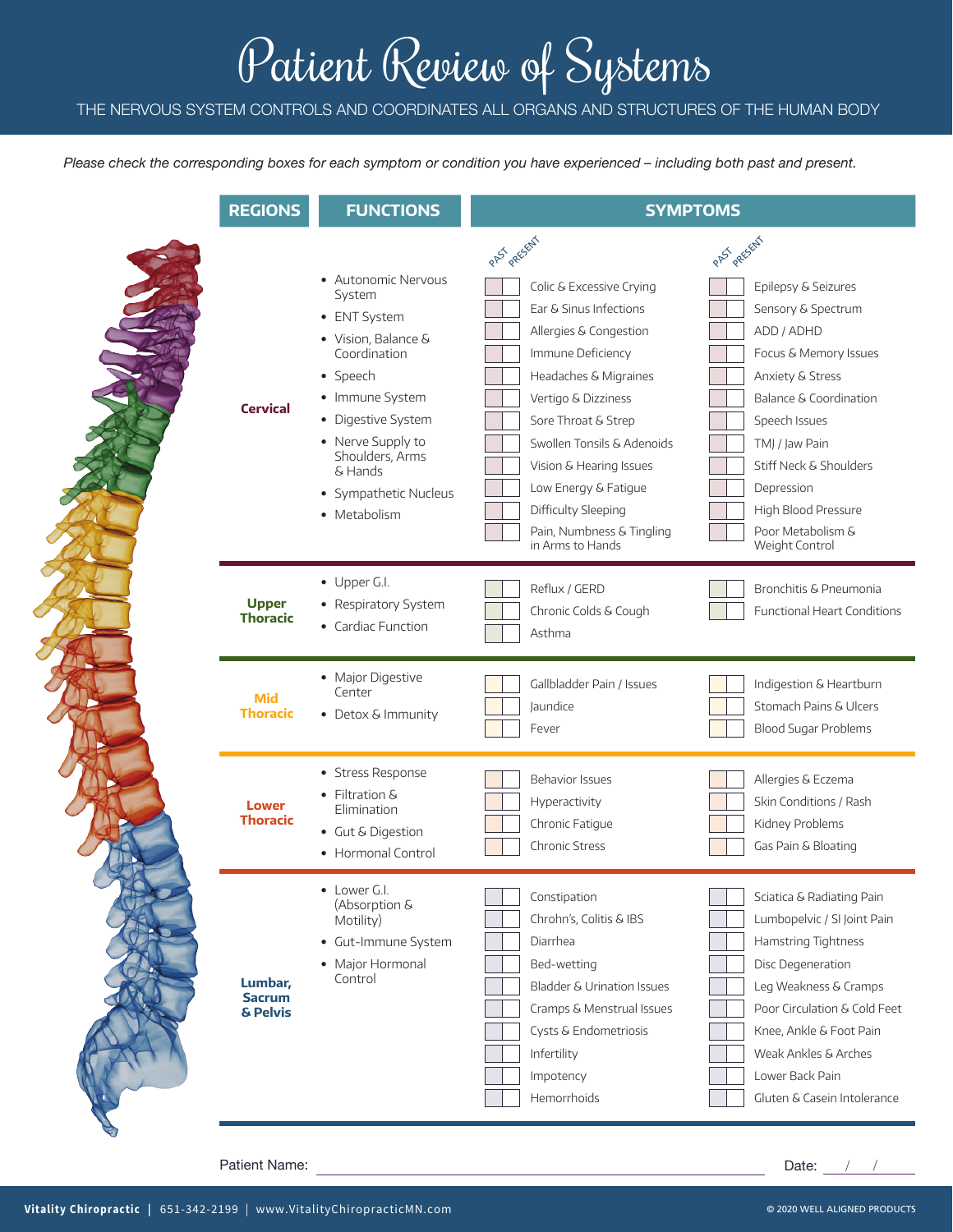# Patient Review of Systems

THE NERVOUS SYSTEM CONTROLS AND COORDINATES ALL ORGANS AND STRUCTURES OF THE HUMAN BODY

*Please check the corresponding boxes for each symptom or condition you have experienced – including both past and present.*

| REGIONS | FUNCTIONS | SYMPTOMS (PAST / PRESENT) | SYMPTOMS (PAST / PRESENT) |
|---|---|---|---|
| **Cervical** | • Autonomic Nervous System<br>• ENT System<br>• Vision, Balance & Coordination<br>• Speech<br>• Immune System<br>• Digestive System<br>• Nerve Supply to Shoulders, Arms & Hands<br>• Sympathetic Nucleus<br>• Metabolism | ☐☐ Colic & Excessive Crying<br>☐☐ Ear & Sinus Infections<br>☐☐ Allergies & Congestion<br>☐☐ Immune Deficiency<br>☐☐ Headaches & Migraines<br>☐☐ Vertigo & Dizziness<br>☐☐ Sore Throat & Strep<br>☐☐ Swollen Tonsils & Adenoids<br>☐☐ Vision & Hearing Issues<br>☐☐ Low Energy & Fatigue<br>☐☐ Difficulty Sleeping<br>☐☐ Pain, Numbness & Tingling in Arms to Hands | ☐☐ Epilepsy & Seizures<br>☐☐ Sensory & Spectrum<br>☐☐ ADD / ADHD<br>☐☐ Focus & Memory Issues<br>☐☐ Anxiety & Stress<br>☐☐ Balance & Coordination<br>☐☐ Speech Issues<br>☐☐ TMJ / Jaw Pain<br>☐☐ Stiff Neck & Shoulders<br>☐☐ Depression<br>☐☐ High Blood Pressure<br>☐☐ Poor Metabolism & Weight Control |
| **Upper Thoracic** | • Upper G.I.<br>• Respiratory System<br>• Cardiac Function | ☐☐ Reflux / GERD<br>☐☐ Chronic Colds & Cough<br>☐☐ Asthma | ☐☐ Bronchitis & Pneumonia<br>☐☐ Functional Heart Conditions |
| **Mid Thoracic** | • Major Digestive Center<br>• Detox & Immunity | ☐☐ Gallbladder Pain / Issues<br>☐☐ Jaundice<br>☐☐ Fever | ☐☐ Indigestion & Heartburn<br>☐☐ Stomach Pains & Ulcers<br>☐☐ Blood Sugar Problems |
| **Lower Thoracic** | • Stress Response<br>• Filtration & Elimination<br>• Gut & Digestion<br>• Hormonal Control | ☐☐ Behavior Issues<br>☐☐ Hyperactivity<br>☐☐ Chronic Fatigue<br>☐☐ Chronic Stress | ☐☐ Allergies & Eczema<br>☐☐ Skin Conditions / Rash<br>☐☐ Kidney Problems<br>☐☐ Gas Pain & Bloating |
| **Lumbar, Sacrum & Pelvis** | • Lower G.I. (Absorption & Motility)<br>• Gut-Immune System<br>• Major Hormonal Control | ☐☐ Constipation<br>☐☐ Chrohn's, Colitis & IBS<br>☐☐ Diarrhea<br>☐☐ Bed-wetting<br>☐☐ Bladder & Urination Issues<br>☐☐ Cramps & Menstrual Issues<br>☐☐ Cysts & Endometriosis<br>☐☐ Infertility<br>☐☐ Impotency<br>☐☐ Hemorrhoids | ☐☐ Sciatica & Radiating Pain<br>☐☐ Lumbopelvic / SI Joint Pain<br>☐☐ Hamstring Tightness<br>☐☐ Disc Degeneration<br>☐☐ Leg Weakness & Cramps<br>☐☐ Poor Circulation & Cold Feet<br>☐☐ Knee, Ankle & Foot Pain<br>☐☐ Weak Ankles & Arches<br>☐☐ Lower Back Pain<br>☐☐ Gluten & Casein Intolerance |

Patient Name: ______________________ Date: ___/___/___

**Vitality Chiropractic** | 651-342-2199 | www.VitalityChiropracticMN.com

© 2020 WELL ALIGNED PRODUCTS